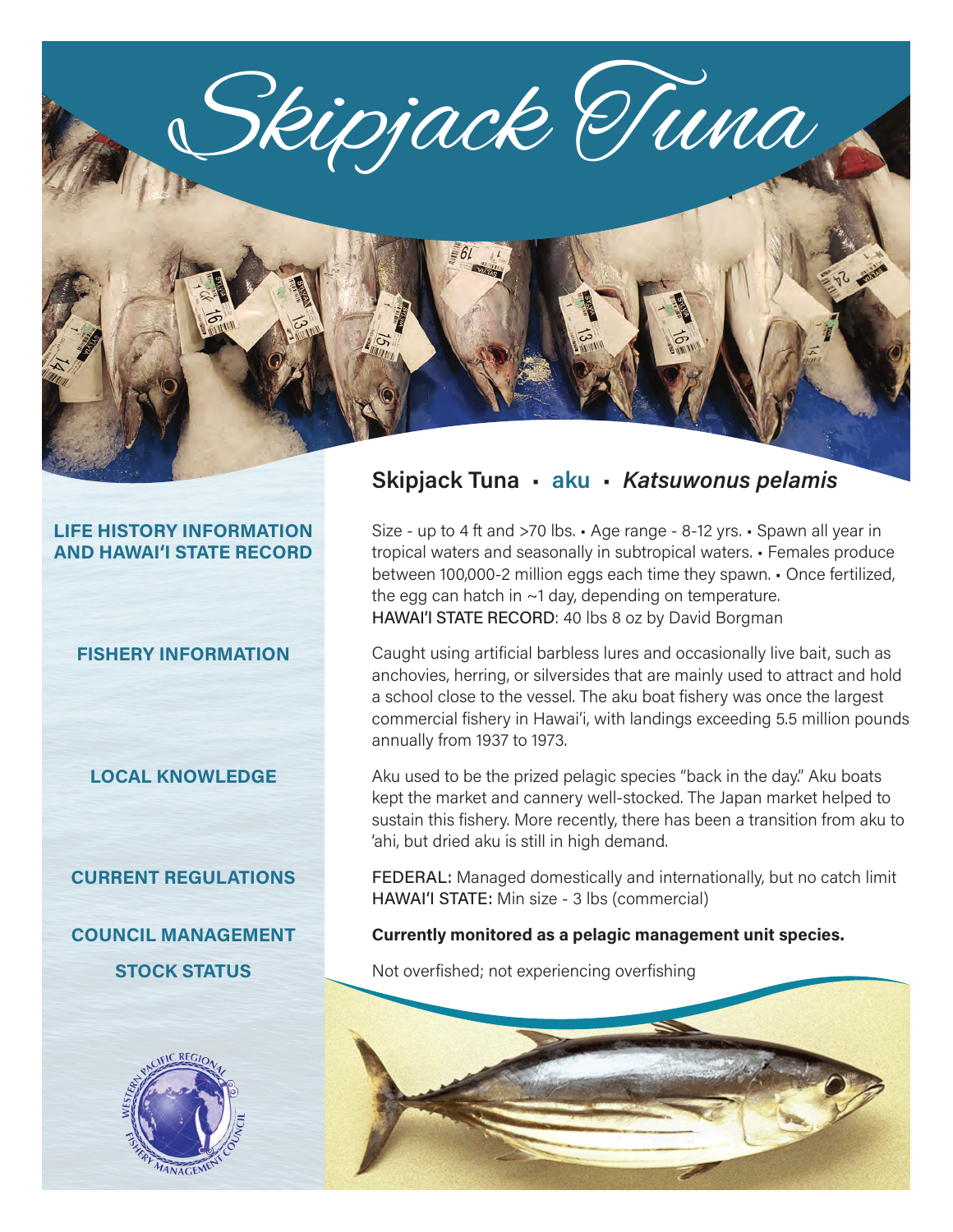# Skipjack Tuna

## Skipjack Tuna • aku • *Katsuwonus pelamis*

### LIFE HISTORY INFORMATION AND HAWAI'I STATE RECORD

Size - up to 4 ft and >70 lbs. • Age range - 8-12 yrs. • Spawn all year in tropical waters and seasonally in subtropical waters. • Females produce between 100,000-2 million eggs each time they spawn. • Once fertilized, the egg can hatch in ~1 day, depending on temperature.
HAWAI'I STATE RECORD: 40 lbs 8 oz by David Borgman

### FISHERY INFORMATION

Caught using artificial barbless lures and occasionally live bait, such as anchovies, herring, or silversides that are mainly used to attract and hold a school close to the vessel. The aku boat fishery was once the largest commercial fishery in Hawai'i, with landings exceeding 5.5 million pounds annually from 1937 to 1973.

### LOCAL KNOWLEDGE

Aku used to be the prized pelagic species "back in the day." Aku boats kept the market and cannery well-stocked. The Japan market helped to sustain this fishery. More recently, there has been a transition from aku to 'ahi, but dried aku is still in high demand.

### CURRENT REGULATIONS

FEDERAL: Managed domestically and internationally, but no catch limit
HAWAI'I STATE: Min size - 3 lbs (commercial)

### COUNCIL MANAGEMENT

**Currently monitored as a pelagic management unit species.**

### STOCK STATUS

Not overfished; not experiencing overfishing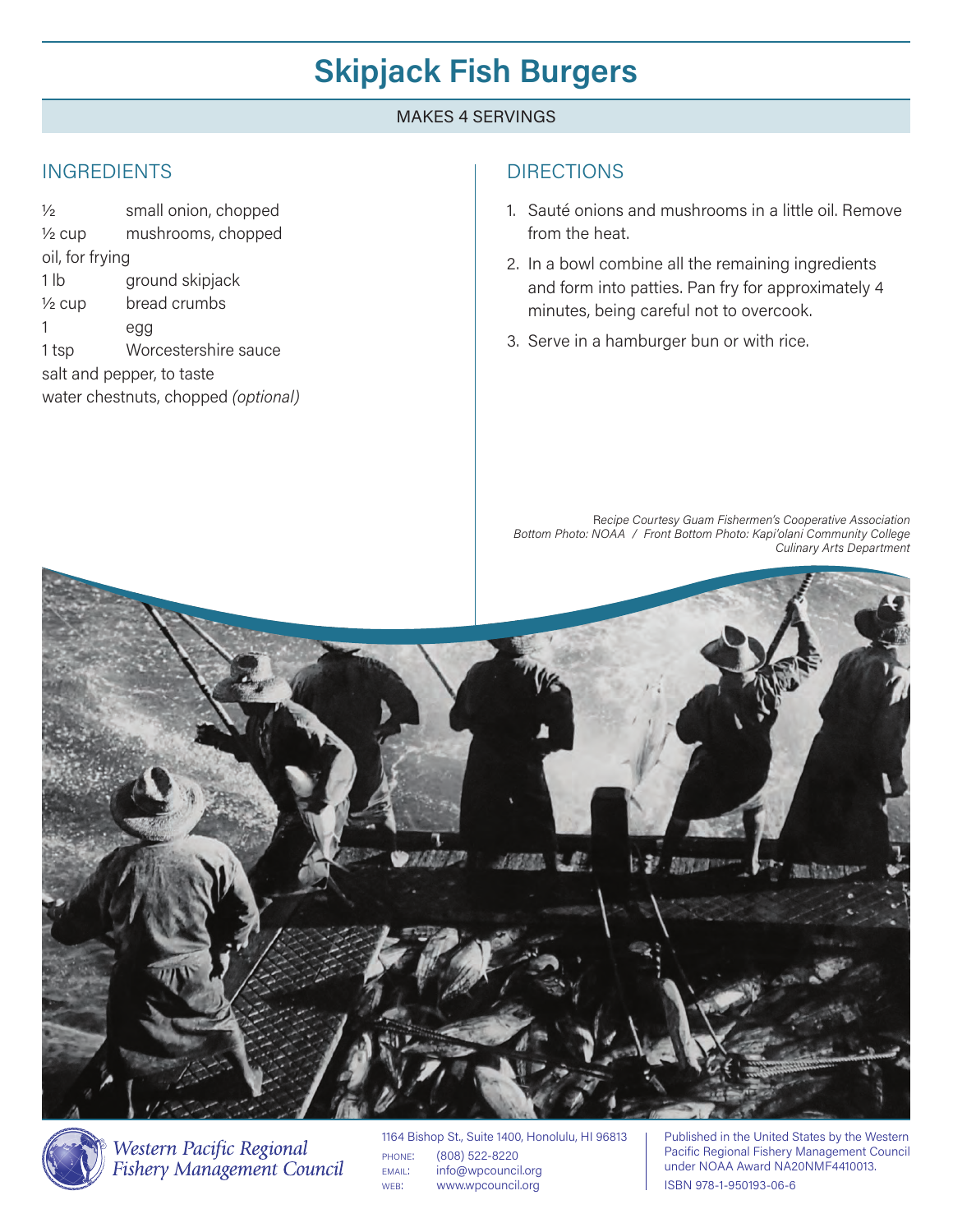# Skipjack Fish Burgers

MAKES 4 SERVINGS

## INGREDIENTS

| | |
|---|---|
| ½ | small onion, chopped |
| ½ cup | mushrooms, chopped |
| oil, for frying | |
| 1 lb | ground skipjack |
| ½ cup | bread crumbs |
| 1 | egg |
| 1 tsp | Worcestershire sauce |
| salt and pepper, to taste | |
| water chestnuts, chopped *(optional)* | |

## DIRECTIONS

1. Sauté onions and mushrooms in a little oil. Remove from the heat.
2. In a bowl combine all the remaining ingredients and form into patties. Pan fry for approximately 4 minutes, being careful not to overcook.
3. Serve in a hamburger bun or with rice.

*Recipe Courtesy Guam Fishermen's Cooperative Association*
*Bottom Photo: NOAA / Front Bottom Photo: Kapi'olani Community College Culinary Arts Department*

Western Pacific Regional Fishery Management Council

1164 Bishop St., Suite 1400, Honolulu, HI 96813
PHONE: (808) 522-8220
EMAIL: info@wpcouncil.org
WEB: www.wpcouncil.org

Published in the United States by the Western Pacific Regional Fishery Management Council under NOAA Award NA20NMF4410013.
ISBN 978-1-950193-06-6